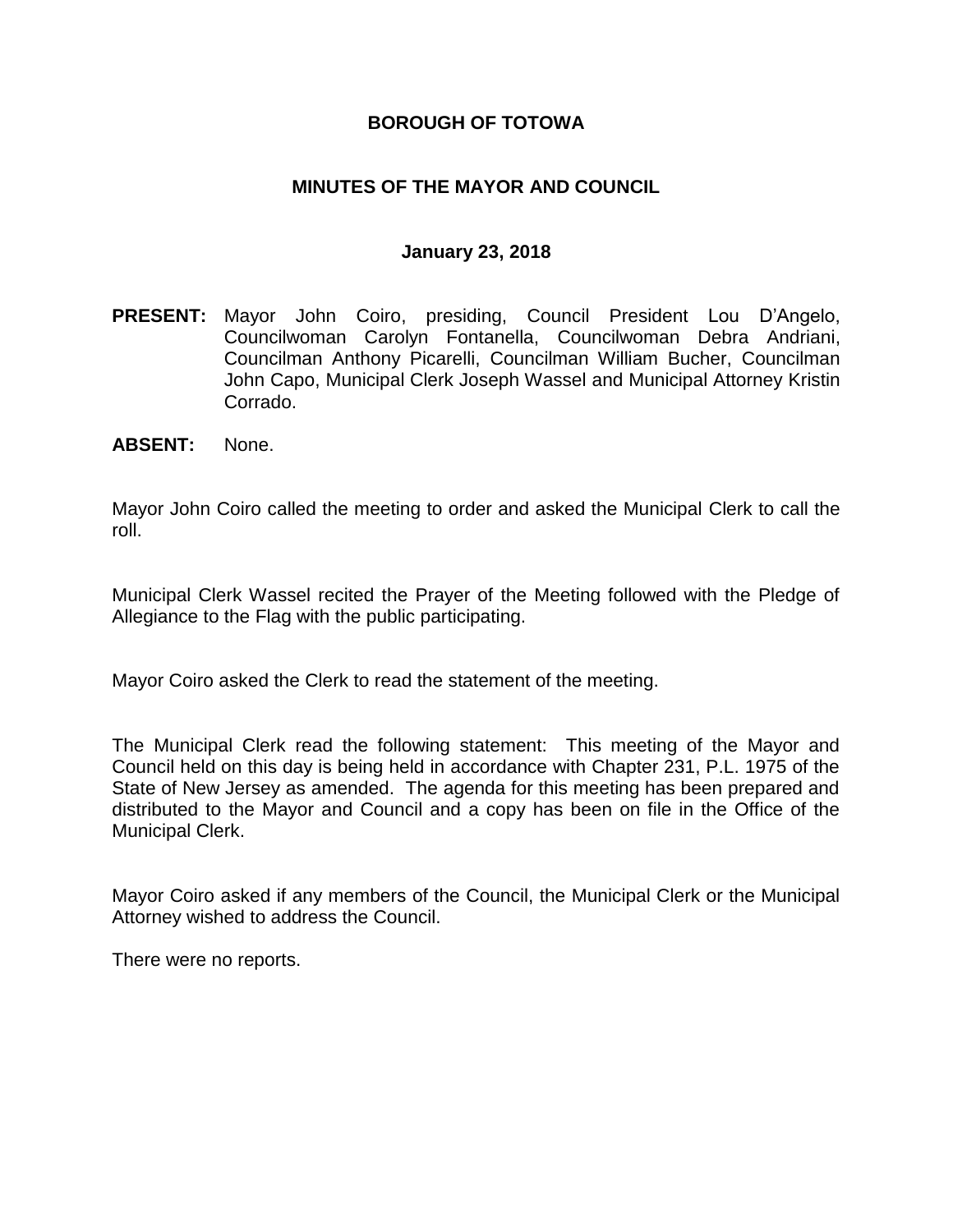# BOROUGH OF TOTOWA

## MINUTES OF THE MAYOR AND COUNCIL

### January 23, 2018

**PRESENT:** Mayor John Coiro, presiding, Council President Lou D'Angelo, Councilwoman Carolyn Fontanella, Councilwoman Debra Andriani, Councilman Anthony Picarelli, Councilman William Bucher, Councilman John Capo, Municipal Clerk Joseph Wassel and Municipal Attorney Kristin Corrado.

**ABSENT:** None.

Mayor John Coiro called the meeting to order and asked the Municipal Clerk to call the roll.

Municipal Clerk Wassel recited the Prayer of the Meeting followed with the Pledge of Allegiance to the Flag with the public participating.

Mayor Coiro asked the Clerk to read the statement of the meeting.

The Municipal Clerk read the following statement: This meeting of the Mayor and Council held on this day is being held in accordance with Chapter 231, P.L. 1975 of the State of New Jersey as amended. The agenda for this meeting has been prepared and distributed to the Mayor and Council and a copy has been on file in the Office of the Municipal Clerk.

Mayor Coiro asked if any members of the Council, the Municipal Clerk or the Municipal Attorney wished to address the Council.

There were no reports.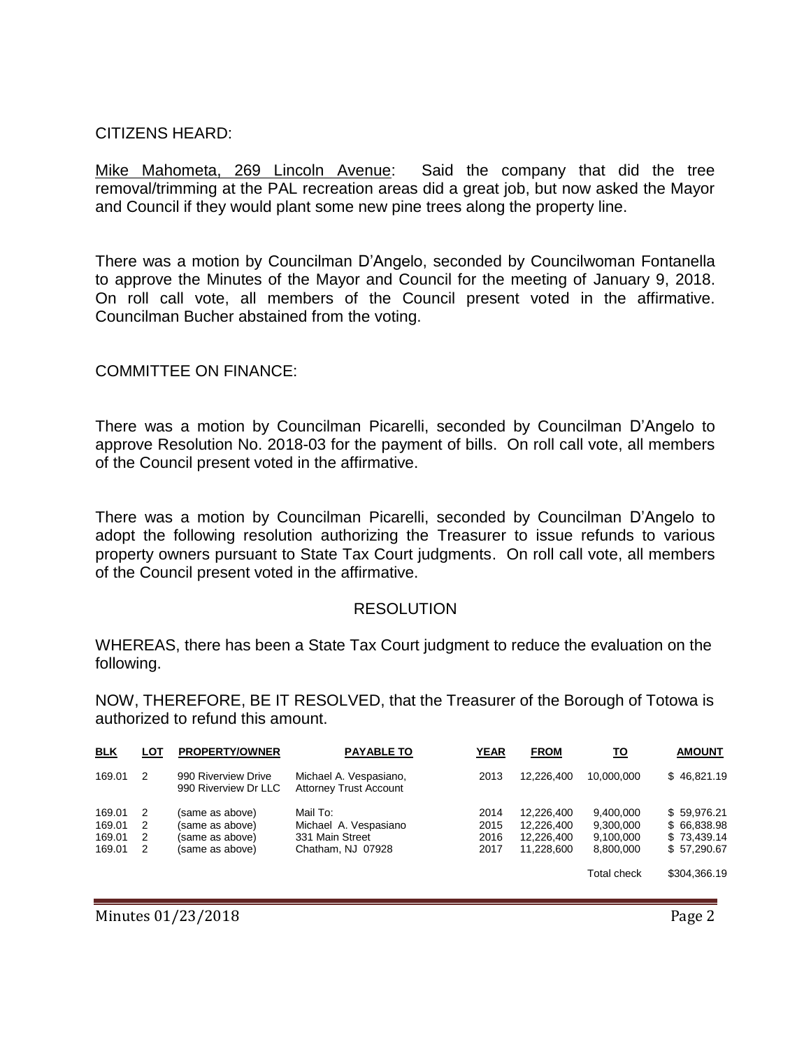CITIZENS HEARD:

Mike Mahometa, 269 Lincoln Avenue: Said the company that did the tree removal/trimming at the PAL recreation areas did a great job, but now asked the Mayor and Council if they would plant some new pine trees along the property line.

There was a motion by Councilman D'Angelo, seconded by Councilwoman Fontanella to approve the Minutes of the Mayor and Council for the meeting of January 9, 2018. On roll call vote, all members of the Council present voted in the affirmative. Councilman Bucher abstained from the voting.

COMMITTEE ON FINANCE:

There was a motion by Councilman Picarelli, seconded by Councilman D'Angelo to approve Resolution No. 2018-03 for the payment of bills. On roll call vote, all members of the Council present voted in the affirmative.

There was a motion by Councilman Picarelli, seconded by Councilman D'Angelo to adopt the following resolution authorizing the Treasurer to issue refunds to various property owners pursuant to State Tax Court judgments. On roll call vote, all members of the Council present voted in the affirmative.

RESOLUTION

WHEREAS, there has been a State Tax Court judgment to reduce the evaluation on the following.

NOW, THEREFORE, BE IT RESOLVED, that the Treasurer of the Borough of Totowa is authorized to refund this amount.

| BLK | LOT | PROPERTY/OWNER | PAYABLE TO | YEAR | FROM | TO | AMOUNT |
|---|---|---|---|---|---|---|---|
| 169.01 | 2 | 990 Riverview Drive 990 Riverview Dr LLC | Michael A. Vespasiano, Attorney Trust Account | 2013 | 12,226,400 | 10,000,000 | $ 46,821.19 |
| 169.01 | 2 | (same as above) | Mail To: | 2014 | 12,226,400 | 9,400,000 | $ 59,976.21 |
| 169.01 | 2 | (same as above) | Michael A. Vespasiano | 2015 | 12,226,400 | 9,300,000 | $ 66,838.98 |
| 169.01 | 2 | (same as above) | 331 Main Street | 2016 | 12,226,400 | 9,100,000 | $ 73,439.14 |
| 169.01 | 2 | (same as above) | Chatham, NJ 07928 | 2017 | 11,228,600 | 8,800,000 | $ 57,290.67 |
| | | | | | | Total check | $304,366.19 |

Minutes 01/23/2018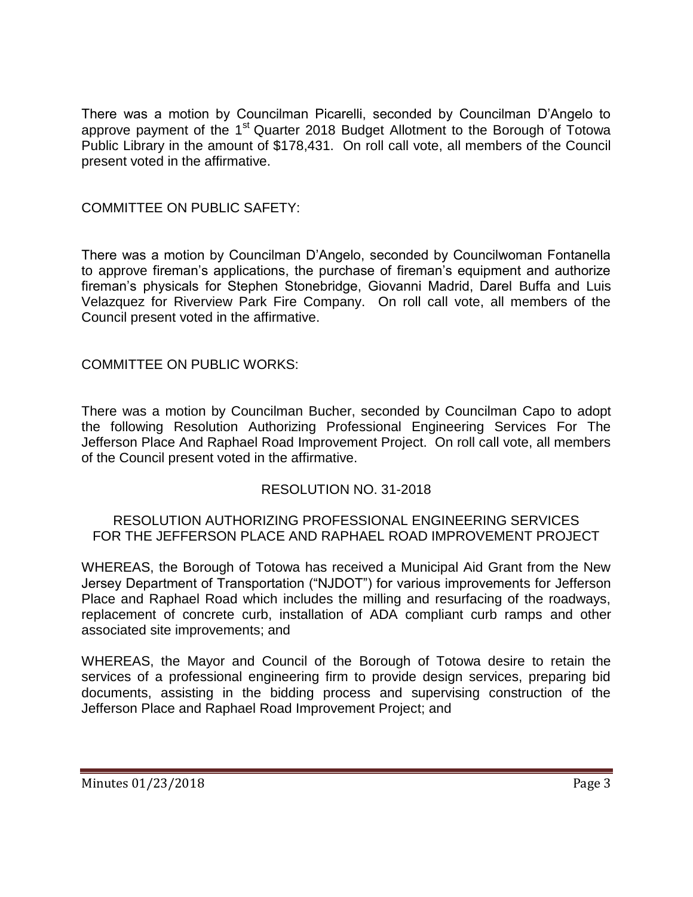There was a motion by Councilman Picarelli, seconded by Councilman D'Angelo to approve payment of the 1st Quarter 2018 Budget Allotment to the Borough of Totowa Public Library in the amount of $178,431. On roll call vote, all members of the Council present voted in the affirmative.

COMMITTEE ON PUBLIC SAFETY:

There was a motion by Councilman D'Angelo, seconded by Councilwoman Fontanella to approve fireman's applications, the purchase of fireman's equipment and authorize fireman's physicals for Stephen Stonebridge, Giovanni Madrid, Darel Buffa and Luis Velazquez for Riverview Park Fire Company. On roll call vote, all members of the Council present voted in the affirmative.

COMMITTEE ON PUBLIC WORKS:

There was a motion by Councilman Bucher, seconded by Councilman Capo to adopt the following Resolution Authorizing Professional Engineering Services For The Jefferson Place And Raphael Road Improvement Project. On roll call vote, all members of the Council present voted in the affirmative.

RESOLUTION NO. 31-2018

RESOLUTION AUTHORIZING PROFESSIONAL ENGINEERING SERVICES FOR THE JEFFERSON PLACE AND RAPHAEL ROAD IMPROVEMENT PROJECT

WHEREAS, the Borough of Totowa has received a Municipal Aid Grant from the New Jersey Department of Transportation ("NJDOT") for various improvements for Jefferson Place and Raphael Road which includes the milling and resurfacing of the roadways, replacement of concrete curb, installation of ADA compliant curb ramps and other associated site improvements; and

WHEREAS, the Mayor and Council of the Borough of Totowa desire to retain the services of a professional engineering firm to provide design services, preparing bid documents, assisting in the bidding process and supervising construction of the Jefferson Place and Raphael Road Improvement Project; and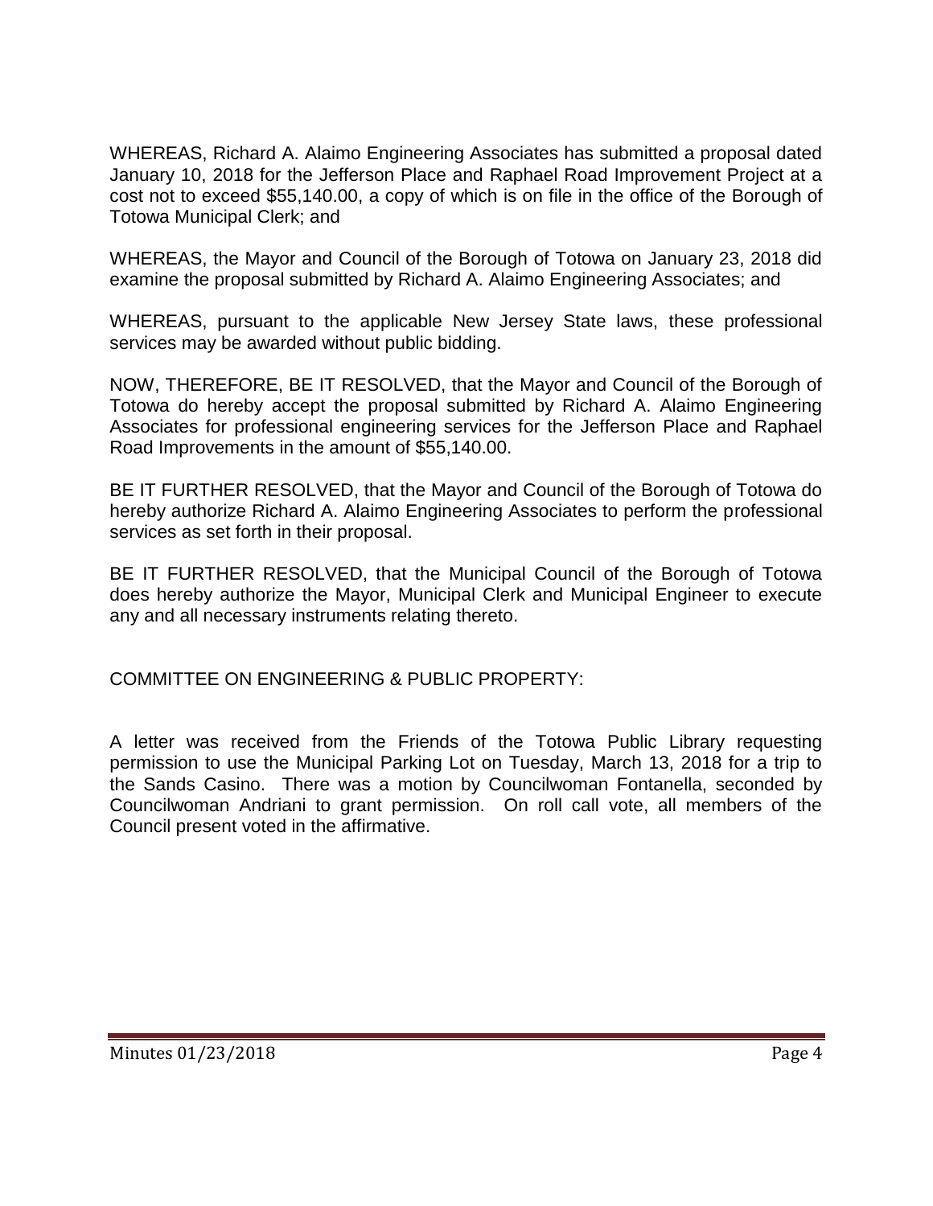WHEREAS, Richard A. Alaimo Engineering Associates has submitted a proposal dated January 10, 2018 for the Jefferson Place and Raphael Road Improvement Project at a cost not to exceed $55,140.00, a copy of which is on file in the office of the Borough of Totowa Municipal Clerk; and

WHEREAS, the Mayor and Council of the Borough of Totowa on January 23, 2018 did examine the proposal submitted by Richard A. Alaimo Engineering Associates; and

WHEREAS, pursuant to the applicable New Jersey State laws, these professional services may be awarded without public bidding.

NOW, THEREFORE, BE IT RESOLVED, that the Mayor and Council of the Borough of Totowa do hereby accept the proposal submitted by Richard A. Alaimo Engineering Associates for professional engineering services for the Jefferson Place and Raphael Road Improvements in the amount of $55,140.00.

BE IT FURTHER RESOLVED, that the Mayor and Council of the Borough of Totowa do hereby authorize Richard A. Alaimo Engineering Associates to perform the professional services as set forth in their proposal.

BE IT FURTHER RESOLVED, that the Municipal Council of the Borough of Totowa does hereby authorize the Mayor, Municipal Clerk and Municipal Engineer to execute any and all necessary instruments relating thereto.

COMMITTEE ON ENGINEERING & PUBLIC PROPERTY:

A letter was received from the Friends of the Totowa Public Library requesting permission to use the Municipal Parking Lot on Tuesday, March 13, 2018 for a trip to the Sands Casino. There was a motion by Councilwoman Fontanella, seconded by Councilwoman Andriani to grant permission. On roll call vote, all members of the Council present voted in the affirmative.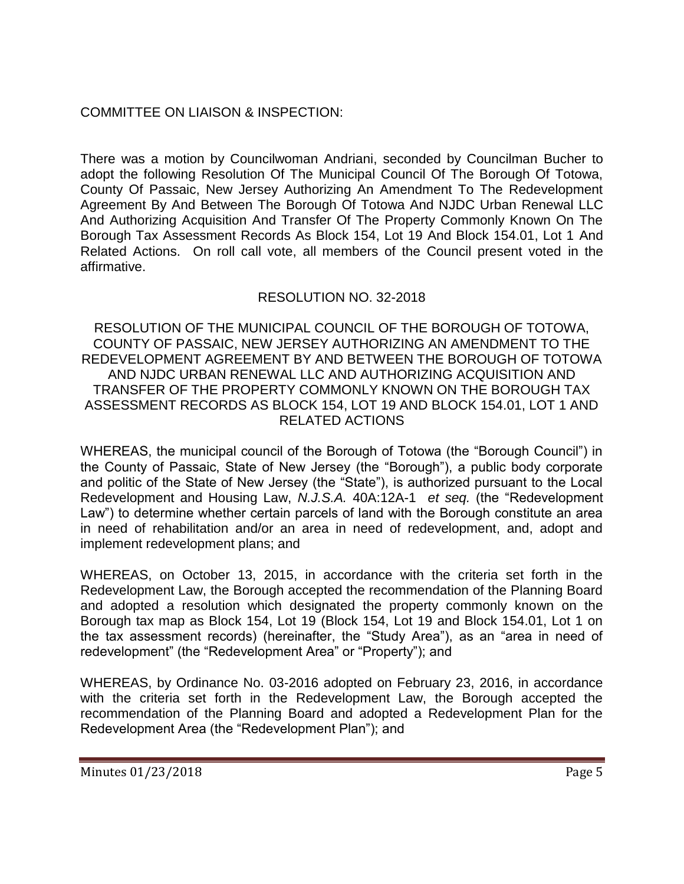COMMITTEE ON LIAISON & INSPECTION:

There was a motion by Councilwoman Andriani, seconded by Councilman Bucher to adopt the following Resolution Of The Municipal Council Of The Borough Of Totowa, County Of Passaic, New Jersey Authorizing An Amendment To The Redevelopment Agreement By And Between The Borough Of Totowa And NJDC Urban Renewal LLC And Authorizing Acquisition And Transfer Of The Property Commonly Known On The Borough Tax Assessment Records As Block 154, Lot 19 And Block 154.01, Lot 1 And Related Actions. On roll call vote, all members of the Council present voted in the affirmative.

RESOLUTION NO. 32-2018

RESOLUTION OF THE MUNICIPAL COUNCIL OF THE BOROUGH OF TOTOWA, COUNTY OF PASSAIC, NEW JERSEY AUTHORIZING AN AMENDMENT TO THE REDEVELOPMENT AGREEMENT BY AND BETWEEN THE BOROUGH OF TOTOWA AND NJDC URBAN RENEWAL LLC AND AUTHORIZING ACQUISITION AND TRANSFER OF THE PROPERTY COMMONLY KNOWN ON THE BOROUGH TAX ASSESSMENT RECORDS AS BLOCK 154, LOT 19 AND BLOCK 154.01, LOT 1 AND RELATED ACTIONS

WHEREAS, the municipal council of the Borough of Totowa (the "Borough Council") in the County of Passaic, State of New Jersey (the "Borough"), a public body corporate and politic of the State of New Jersey (the "State"), is authorized pursuant to the Local Redevelopment and Housing Law, *N.J.S.A.* 40A:12A-1 *et seq.* (the "Redevelopment Law") to determine whether certain parcels of land with the Borough constitute an area in need of rehabilitation and/or an area in need of redevelopment, and, adopt and implement redevelopment plans; and

WHEREAS, on October 13, 2015, in accordance with the criteria set forth in the Redevelopment Law, the Borough accepted the recommendation of the Planning Board and adopted a resolution which designated the property commonly known on the Borough tax map as Block 154, Lot 19 (Block 154, Lot 19 and Block 154.01, Lot 1 on the tax assessment records) (hereinafter, the "Study Area"), as an "area in need of redevelopment" (the "Redevelopment Area" or "Property"); and

WHEREAS, by Ordinance No. 03-2016 adopted on February 23, 2016, in accordance with the criteria set forth in the Redevelopment Law, the Borough accepted the recommendation of the Planning Board and adopted a Redevelopment Plan for the Redevelopment Area (the "Redevelopment Plan"); and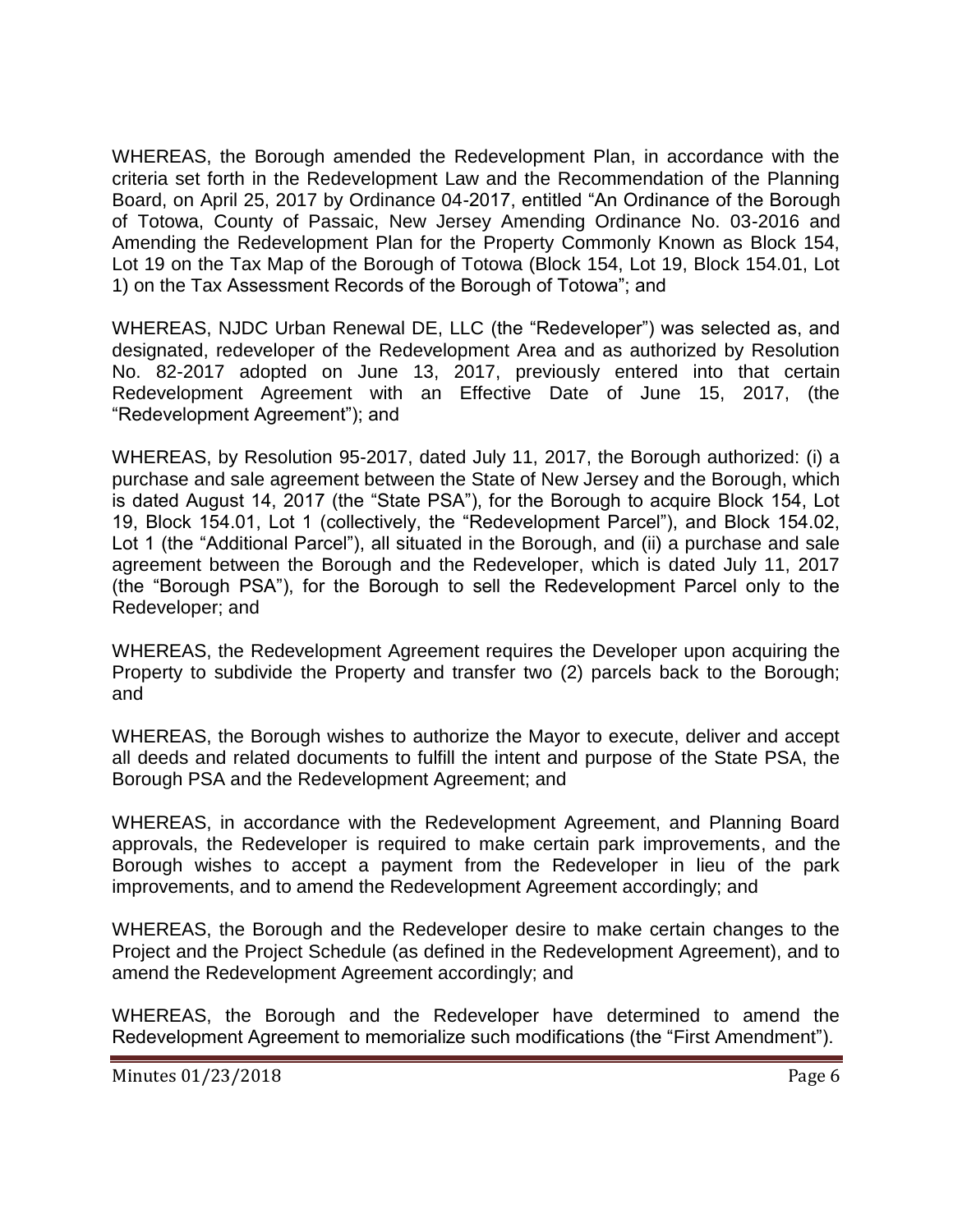WHEREAS, the Borough amended the Redevelopment Plan, in accordance with the criteria set forth in the Redevelopment Law and the Recommendation of the Planning Board, on April 25, 2017 by Ordinance 04-2017, entitled "An Ordinance of the Borough of Totowa, County of Passaic, New Jersey Amending Ordinance No. 03-2016 and Amending the Redevelopment Plan for the Property Commonly Known as Block 154, Lot 19 on the Tax Map of the Borough of Totowa (Block 154, Lot 19, Block 154.01, Lot 1) on the Tax Assessment Records of the Borough of Totowa"; and

WHEREAS, NJDC Urban Renewal DE, LLC (the "Redeveloper") was selected as, and designated, redeveloper of the Redevelopment Area and as authorized by Resolution No. 82-2017 adopted on June 13, 2017, previously entered into that certain Redevelopment Agreement with an Effective Date of June 15, 2017, (the "Redevelopment Agreement"); and

WHEREAS, by Resolution 95-2017, dated July 11, 2017, the Borough authorized: (i) a purchase and sale agreement between the State of New Jersey and the Borough, which is dated August 14, 2017 (the "State PSA"), for the Borough to acquire Block 154, Lot 19, Block 154.01, Lot 1 (collectively, the "Redevelopment Parcel"), and Block 154.02, Lot 1 (the "Additional Parcel"), all situated in the Borough, and (ii) a purchase and sale agreement between the Borough and the Redeveloper, which is dated July 11, 2017 (the "Borough PSA"), for the Borough to sell the Redevelopment Parcel only to the Redeveloper; and

WHEREAS, the Redevelopment Agreement requires the Developer upon acquiring the Property to subdivide the Property and transfer two (2) parcels back to the Borough; and

WHEREAS, the Borough wishes to authorize the Mayor to execute, deliver and accept all deeds and related documents to fulfill the intent and purpose of the State PSA, the Borough PSA and the Redevelopment Agreement; and

WHEREAS, in accordance with the Redevelopment Agreement, and Planning Board approvals, the Redeveloper is required to make certain park improvements, and the Borough wishes to accept a payment from the Redeveloper in lieu of the park improvements, and to amend the Redevelopment Agreement accordingly; and

WHEREAS, the Borough and the Redeveloper desire to make certain changes to the Project and the Project Schedule (as defined in the Redevelopment Agreement), and to amend the Redevelopment Agreement accordingly; and

WHEREAS, the Borough and the Redeveloper have determined to amend the Redevelopment Agreement to memorialize such modifications (the "First Amendment").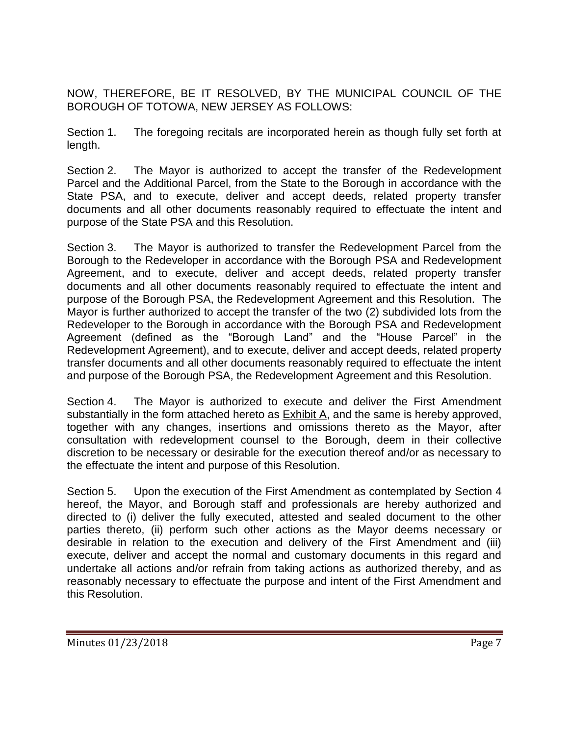NOW, THEREFORE, BE IT RESOLVED, BY THE MUNICIPAL COUNCIL OF THE BOROUGH OF TOTOWA, NEW JERSEY AS FOLLOWS:

Section 1. The foregoing recitals are incorporated herein as though fully set forth at length.

Section 2. The Mayor is authorized to accept the transfer of the Redevelopment Parcel and the Additional Parcel, from the State to the Borough in accordance with the State PSA, and to execute, deliver and accept deeds, related property transfer documents and all other documents reasonably required to effectuate the intent and purpose of the State PSA and this Resolution.

Section 3. The Mayor is authorized to transfer the Redevelopment Parcel from the Borough to the Redeveloper in accordance with the Borough PSA and Redevelopment Agreement, and to execute, deliver and accept deeds, related property transfer documents and all other documents reasonably required to effectuate the intent and purpose of the Borough PSA, the Redevelopment Agreement and this Resolution. The Mayor is further authorized to accept the transfer of the two (2) subdivided lots from the Redeveloper to the Borough in accordance with the Borough PSA and Redevelopment Agreement (defined as the "Borough Land" and the "House Parcel" in the Redevelopment Agreement), and to execute, deliver and accept deeds, related property transfer documents and all other documents reasonably required to effectuate the intent and purpose of the Borough PSA, the Redevelopment Agreement and this Resolution.

Section 4. The Mayor is authorized to execute and deliver the First Amendment substantially in the form attached hereto as Exhibit A, and the same is hereby approved, together with any changes, insertions and omissions thereto as the Mayor, after consultation with redevelopment counsel to the Borough, deem in their collective discretion to be necessary or desirable for the execution thereof and/or as necessary to the effectuate the intent and purpose of this Resolution.

Section 5. Upon the execution of the First Amendment as contemplated by Section 4 hereof, the Mayor, and Borough staff and professionals are hereby authorized and directed to (i) deliver the fully executed, attested and sealed document to the other parties thereto, (ii) perform such other actions as the Mayor deems necessary or desirable in relation to the execution and delivery of the First Amendment and (iii) execute, deliver and accept the normal and customary documents in this regard and undertake all actions and/or refrain from taking actions as authorized thereby, and as reasonably necessary to effectuate the purpose and intent of the First Amendment and this Resolution.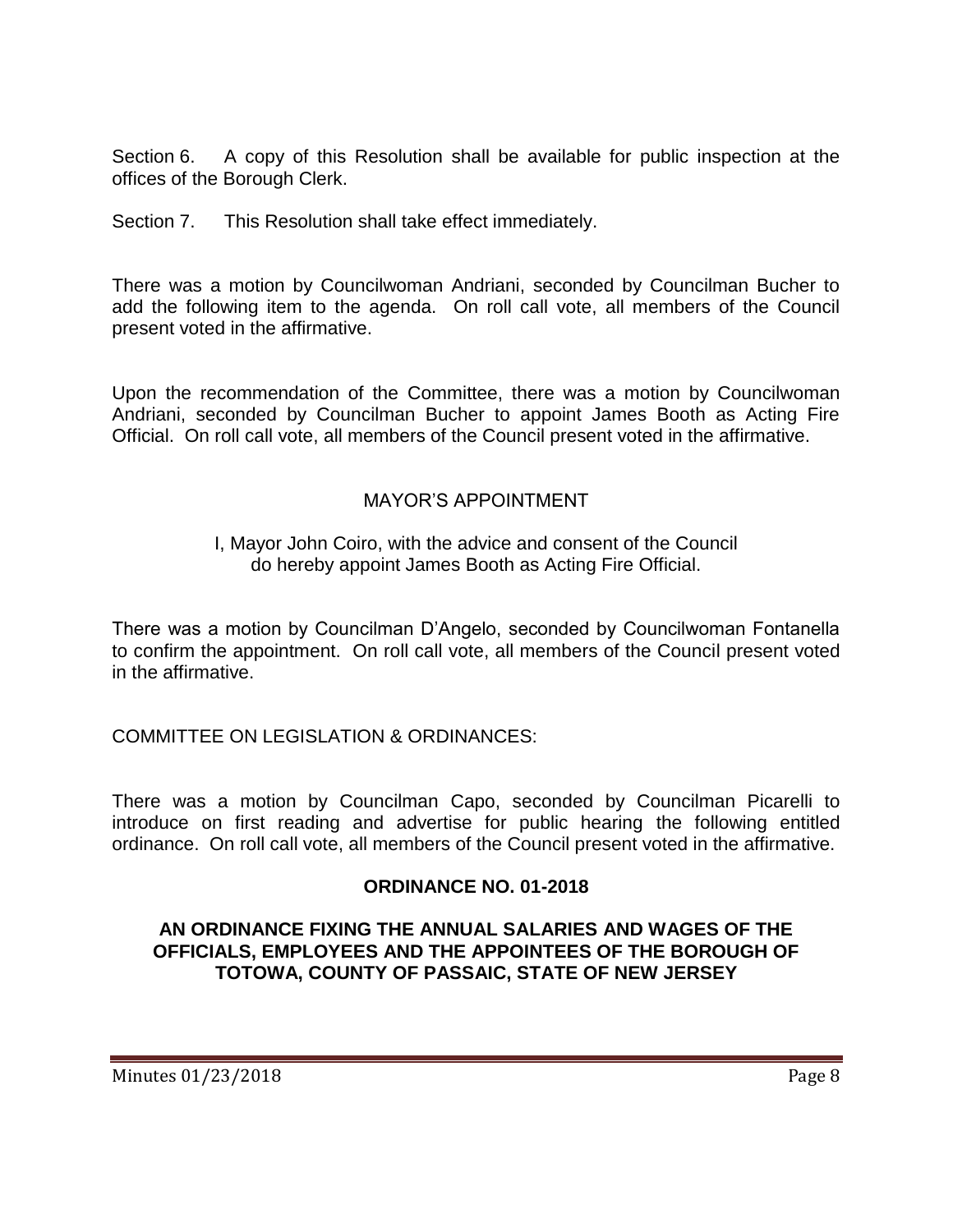Section 6. A copy of this Resolution shall be available for public inspection at the offices of the Borough Clerk.

Section 7. This Resolution shall take effect immediately.

There was a motion by Councilwoman Andriani, seconded by Councilman Bucher to add the following item to the agenda. On roll call vote, all members of the Council present voted in the affirmative.

Upon the recommendation of the Committee, there was a motion by Councilwoman Andriani, seconded by Councilman Bucher to appoint James Booth as Acting Fire Official. On roll call vote, all members of the Council present voted in the affirmative.

## MAYOR'S APPOINTMENT

I, Mayor John Coiro, with the advice and consent of the Council do hereby appoint James Booth as Acting Fire Official.

There was a motion by Councilman D'Angelo, seconded by Councilwoman Fontanella to confirm the appointment. On roll call vote, all members of the Council present voted in the affirmative.

COMMITTEE ON LEGISLATION & ORDINANCES:

There was a motion by Councilman Capo, seconded by Councilman Picarelli to introduce on first reading and advertise for public hearing the following entitled ordinance. On roll call vote, all members of the Council present voted in the affirmative.

**ORDINANCE NO. 01-2018**

**AN ORDINANCE FIXING THE ANNUAL SALARIES AND WAGES OF THE OFFICIALS, EMPLOYEES AND THE APPOINTEES OF THE BOROUGH OF TOTOWA, COUNTY OF PASSAIC, STATE OF NEW JERSEY**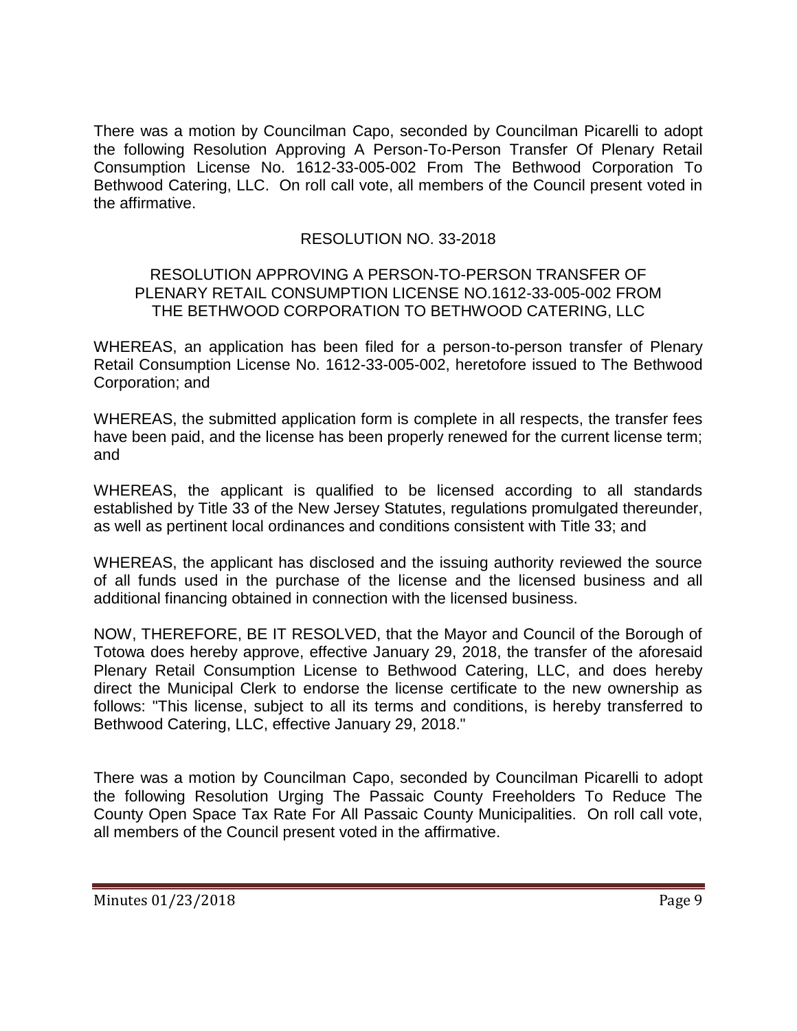There was a motion by Councilman Capo, seconded by Councilman Picarelli to adopt the following Resolution Approving A Person-To-Person Transfer Of Plenary Retail Consumption License No. 1612-33-005-002 From The Bethwood Corporation To Bethwood Catering, LLC. On roll call vote, all members of the Council present voted in the affirmative.

RESOLUTION NO. 33-2018

RESOLUTION APPROVING A PERSON-TO-PERSON TRANSFER OF PLENARY RETAIL CONSUMPTION LICENSE NO.1612-33-005-002 FROM THE BETHWOOD CORPORATION TO BETHWOOD CATERING, LLC

WHEREAS, an application has been filed for a person-to-person transfer of Plenary Retail Consumption License No. 1612-33-005-002, heretofore issued to The Bethwood Corporation; and

WHEREAS, the submitted application form is complete in all respects, the transfer fees have been paid, and the license has been properly renewed for the current license term; and

WHEREAS, the applicant is qualified to be licensed according to all standards established by Title 33 of the New Jersey Statutes, regulations promulgated thereunder, as well as pertinent local ordinances and conditions consistent with Title 33; and

WHEREAS, the applicant has disclosed and the issuing authority reviewed the source of all funds used in the purchase of the license and the licensed business and all additional financing obtained in connection with the licensed business.

NOW, THEREFORE, BE IT RESOLVED, that the Mayor and Council of the Borough of Totowa does hereby approve, effective January 29, 2018, the transfer of the aforesaid Plenary Retail Consumption License to Bethwood Catering, LLC, and does hereby direct the Municipal Clerk to endorse the license certificate to the new ownership as follows: "This license, subject to all its terms and conditions, is hereby transferred to Bethwood Catering, LLC, effective January 29, 2018."

There was a motion by Councilman Capo, seconded by Councilman Picarelli to adopt the following Resolution Urging The Passaic County Freeholders To Reduce The County Open Space Tax Rate For All Passaic County Municipalities. On roll call vote, all members of the Council present voted in the affirmative.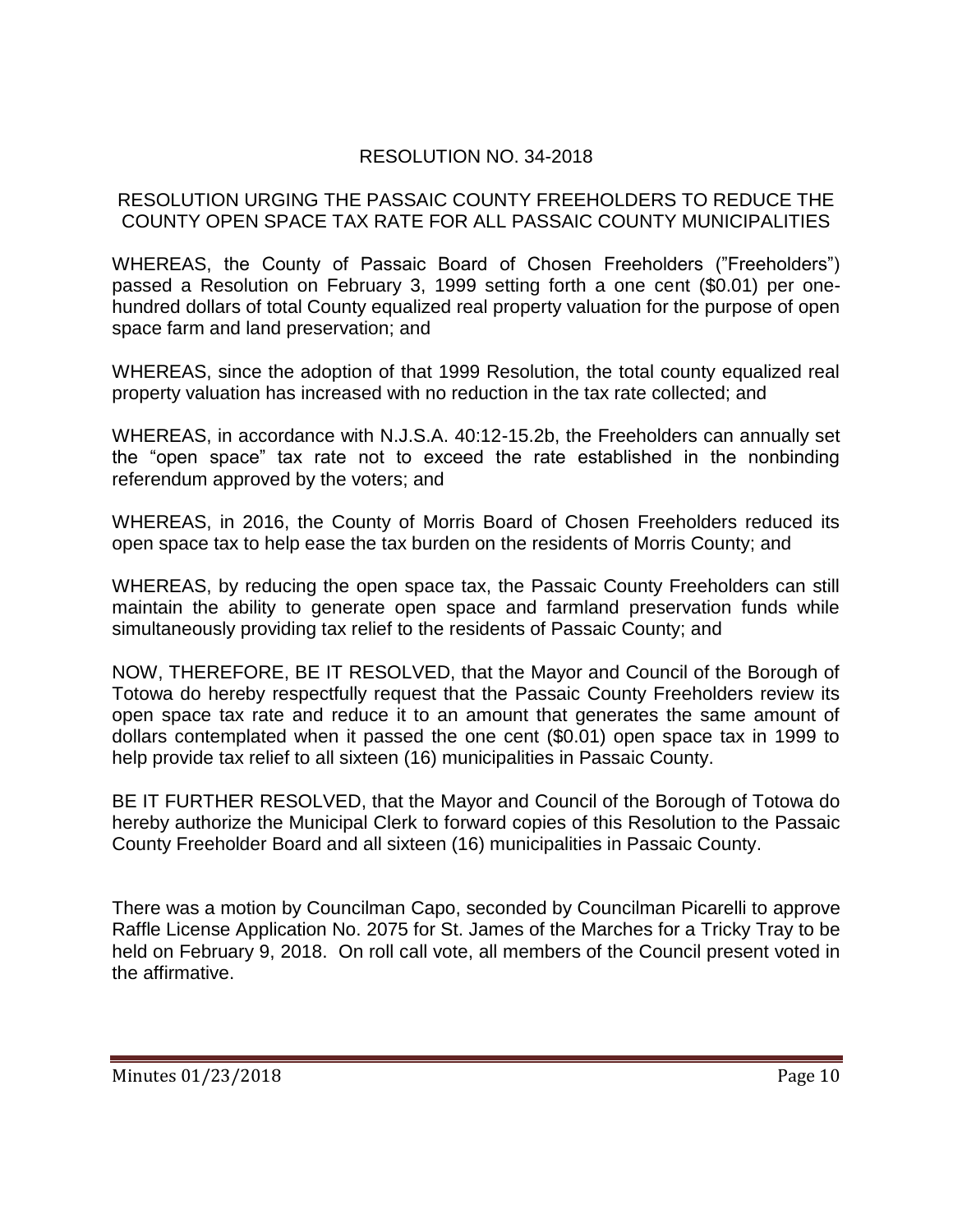RESOLUTION NO. 34-2018

RESOLUTION URGING THE PASSAIC COUNTY FREEHOLDERS TO REDUCE THE COUNTY OPEN SPACE TAX RATE FOR ALL PASSAIC COUNTY MUNICIPALITIES

WHEREAS, the County of Passaic Board of Chosen Freeholders ("Freeholders") passed a Resolution on February 3, 1999 setting forth a one cent ($0.01) per one-hundred dollars of total County equalized real property valuation for the purpose of open space farm and land preservation; and

WHEREAS, since the adoption of that 1999 Resolution, the total county equalized real property valuation has increased with no reduction in the tax rate collected; and

WHEREAS, in accordance with N.J.S.A. 40:12-15.2b, the Freeholders can annually set the "open space" tax rate not to exceed the rate established in the nonbinding referendum approved by the voters; and

WHEREAS, in 2016, the County of Morris Board of Chosen Freeholders reduced its open space tax to help ease the tax burden on the residents of Morris County; and

WHEREAS, by reducing the open space tax, the Passaic County Freeholders can still maintain the ability to generate open space and farmland preservation funds while simultaneously providing tax relief to the residents of Passaic County; and

NOW, THEREFORE, BE IT RESOLVED, that the Mayor and Council of the Borough of Totowa do hereby respectfully request that the Passaic County Freeholders review its open space tax rate and reduce it to an amount that generates the same amount of dollars contemplated when it passed the one cent ($0.01) open space tax in 1999 to help provide tax relief to all sixteen (16) municipalities in Passaic County.

BE IT FURTHER RESOLVED, that the Mayor and Council of the Borough of Totowa do hereby authorize the Municipal Clerk to forward copies of this Resolution to the Passaic County Freeholder Board and all sixteen (16) municipalities in Passaic County.

There was a motion by Councilman Capo, seconded by Councilman Picarelli to approve Raffle License Application No. 2075 for St. James of the Marches for a Tricky Tray to be held on February 9, 2018. On roll call vote, all members of the Council present voted in the affirmative.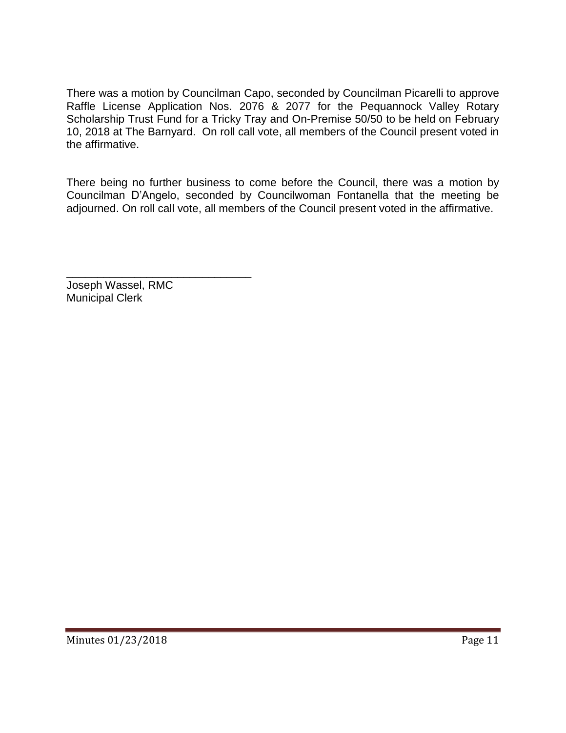There was a motion by Councilman Capo, seconded by Councilman Picarelli to approve Raffle License Application Nos. 2076 & 2077 for the Pequannock Valley Rotary Scholarship Trust Fund for a Tricky Tray and On-Premise 50/50 to be held on February 10, 2018 at The Barnyard. On roll call vote, all members of the Council present voted in the affirmative.

There being no further business to come before the Council, there was a motion by Councilman D'Angelo, seconded by Councilwoman Fontanella that the meeting be adjourned. On roll call vote, all members of the Council present voted in the affirmative.

_______________________________
Joseph Wassel, RMC
Municipal Clerk